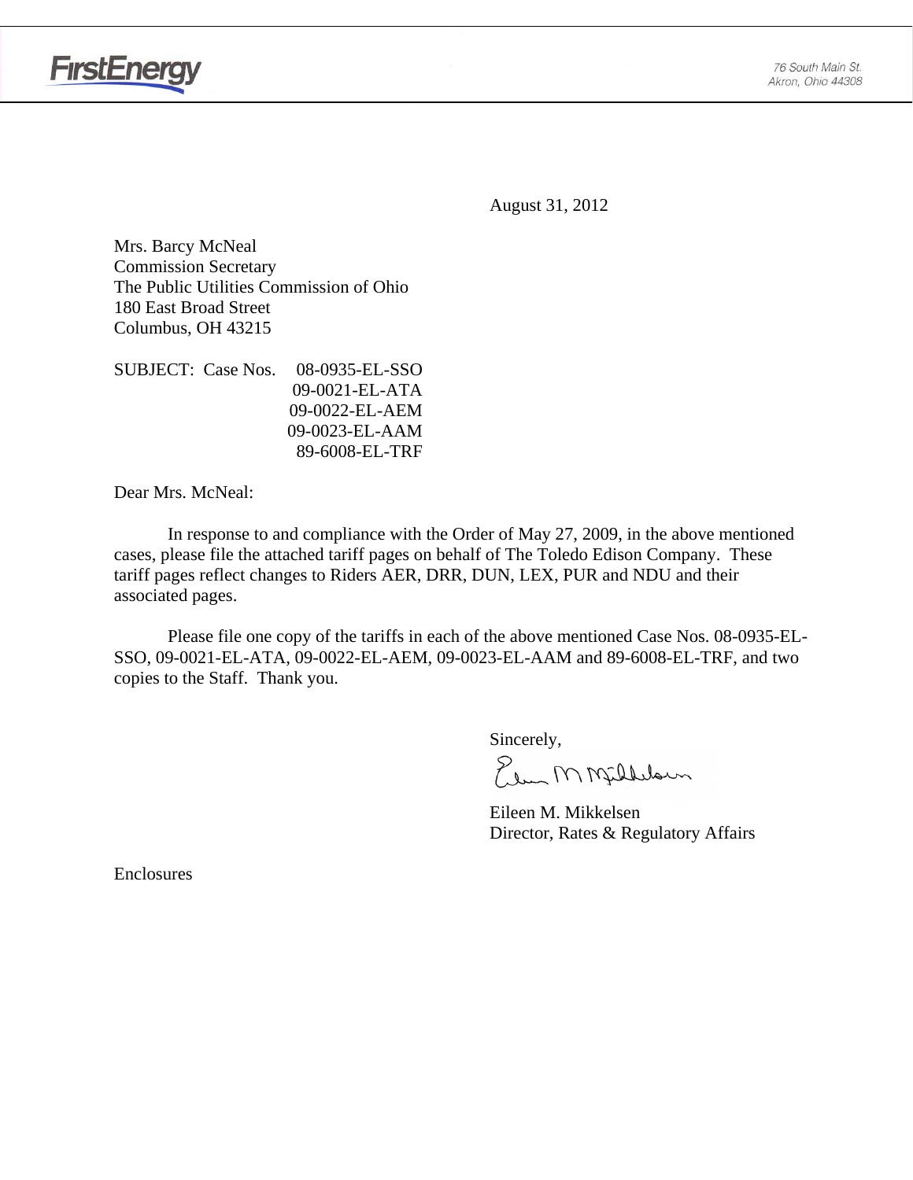FirstEnergy

76 South Main St.
Akron, Ohio 44308

August 31, 2012

Mrs. Barcy McNeal
Commission Secretary
The Public Utilities Commission of Ohio
180 East Broad Street
Columbus, OH 43215

SUBJECT: Case Nos. 08-0935-EL-SSO
09-0021-EL-ATA
09-0022-EL-AEM
09-0023-EL-AAM
89-6008-EL-TRF

Dear Mrs. McNeal:

In response to and compliance with the Order of May 27, 2009, in the above mentioned cases, please file the attached tariff pages on behalf of The Toledo Edison Company. These tariff pages reflect changes to Riders AER, DRR, DUN, LEX, PUR and NDU and their associated pages.

Please file one copy of the tariffs in each of the above mentioned Case Nos. 08-0935-EL-SSO, 09-0021-EL-ATA, 09-0022-EL-AEM, 09-0023-EL-AAM and 89-6008-EL-TRF, and two copies to the Staff. Thank you.

Sincerely,

Eileen M. Mikkelsen
Director, Rates & Regulatory Affairs

Enclosures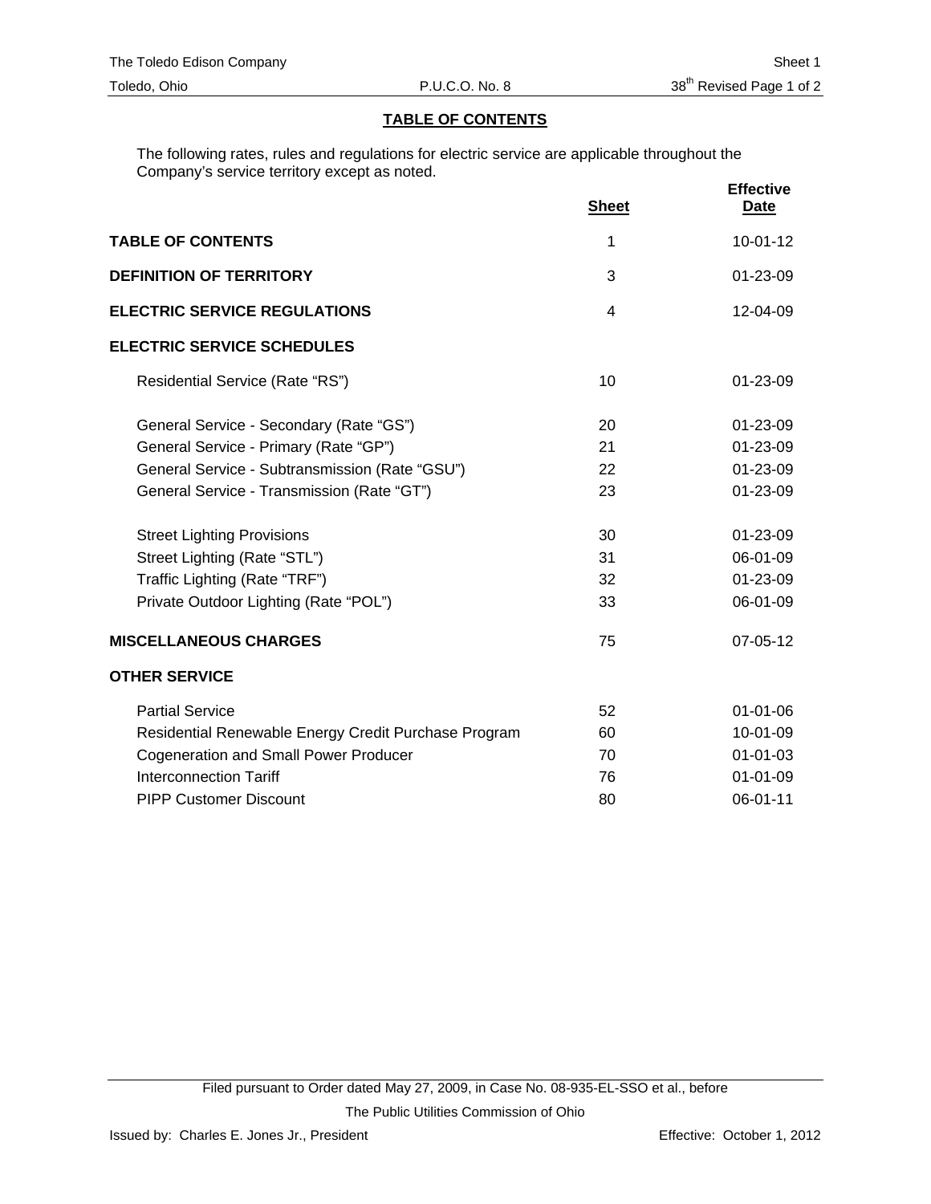## TABLE OF CONTENTS

The following rates, rules and regulations for electric service are applicable throughout the Company's service territory except as noted.

| | Sheet | Effective Date |
|---|---|---|
| **TABLE OF CONTENTS** | 1 | 10-01-12 |
| **DEFINITION OF TERRITORY** | 3 | 01-23-09 |
| **ELECTRIC SERVICE REGULATIONS** | 4 | 12-04-09 |
| **ELECTRIC SERVICE SCHEDULES** | | |
| Residential Service (Rate "RS") | 10 | 01-23-09 |
| General Service - Secondary (Rate "GS") | 20 | 01-23-09 |
| General Service - Primary (Rate "GP") | 21 | 01-23-09 |
| General Service - Subtransmission (Rate "GSU") | 22 | 01-23-09 |
| General Service - Transmission (Rate "GT") | 23 | 01-23-09 |
| Street Lighting Provisions | 30 | 01-23-09 |
| Street Lighting (Rate "STL") | 31 | 06-01-09 |
| Traffic Lighting (Rate "TRF") | 32 | 01-23-09 |
| Private Outdoor Lighting (Rate "POL") | 33 | 06-01-09 |
| **MISCELLANEOUS CHARGES** | 75 | 07-05-12 |
| **OTHER SERVICE** | | |
| Partial Service | 52 | 01-01-06 |
| Residential Renewable Energy Credit Purchase Program | 60 | 10-01-09 |
| Cogeneration and Small Power Producer | 70 | 01-01-03 |
| Interconnection Tariff | 76 | 01-01-09 |
| PIPP Customer Discount | 80 | 06-01-11 |

Filed pursuant to Order dated May 27, 2009, in Case No. 08-935-EL-SSO et al., before The Public Utilities Commission of Ohio

Issued by: Charles E. Jones Jr., President

Effective: October 1, 2012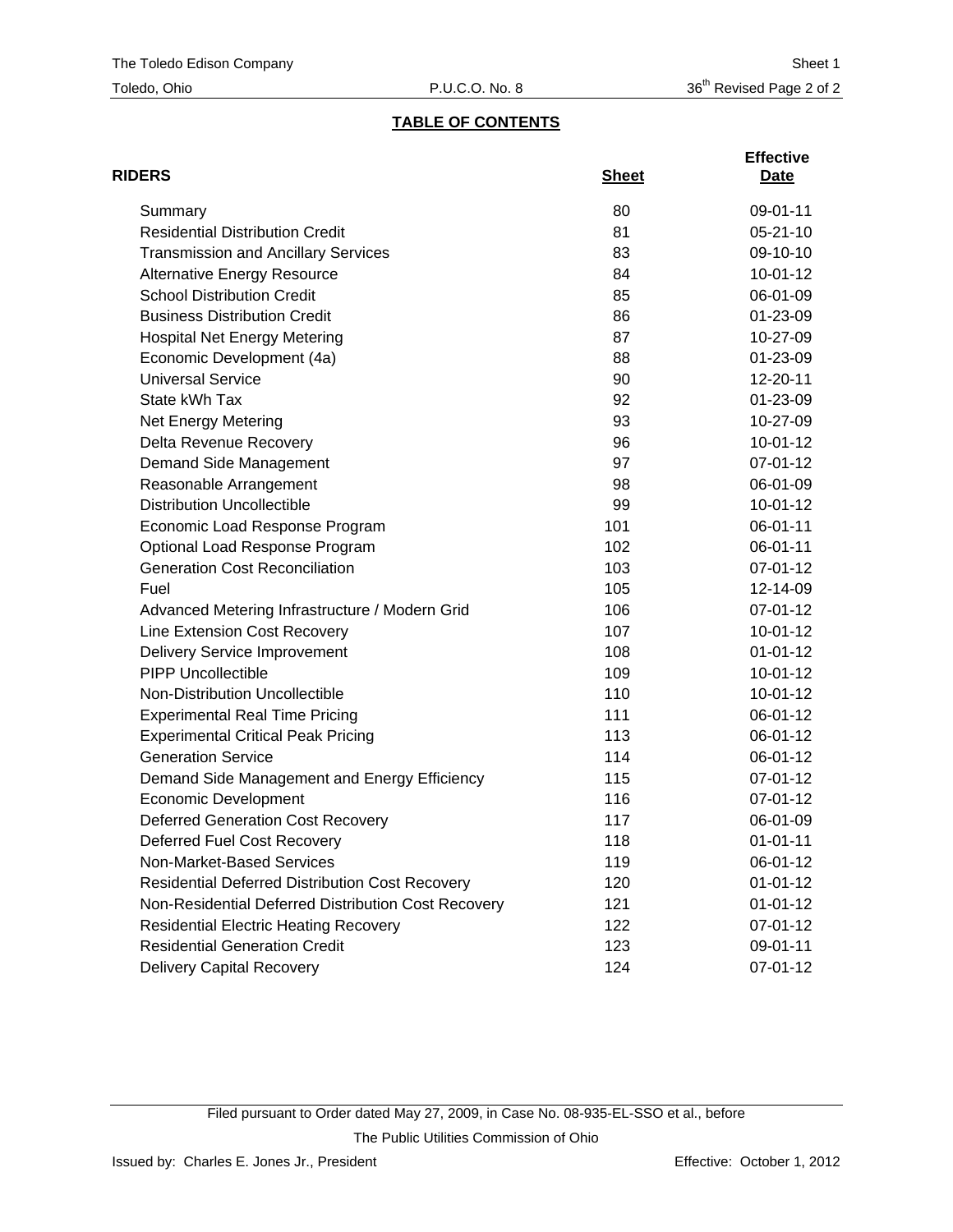## TABLE OF CONTENTS

| RIDERS | Sheet | Effective Date |
|---|---|---|
| Summary | 80 | 09-01-11 |
| Residential Distribution Credit | 81 | 05-21-10 |
| Transmission and Ancillary Services | 83 | 09-10-10 |
| Alternative Energy Resource | 84 | 10-01-12 |
| School Distribution Credit | 85 | 06-01-09 |
| Business Distribution Credit | 86 | 01-23-09 |
| Hospital Net Energy Metering | 87 | 10-27-09 |
| Economic Development (4a) | 88 | 01-23-09 |
| Universal Service | 90 | 12-20-11 |
| State kWh Tax | 92 | 01-23-09 |
| Net Energy Metering | 93 | 10-27-09 |
| Delta Revenue Recovery | 96 | 10-01-12 |
| Demand Side Management | 97 | 07-01-12 |
| Reasonable Arrangement | 98 | 06-01-09 |
| Distribution Uncollectible | 99 | 10-01-12 |
| Economic Load Response Program | 101 | 06-01-11 |
| Optional Load Response Program | 102 | 06-01-11 |
| Generation Cost Reconciliation | 103 | 07-01-12 |
| Fuel | 105 | 12-14-09 |
| Advanced Metering Infrastructure / Modern Grid | 106 | 07-01-12 |
| Line Extension Cost Recovery | 107 | 10-01-12 |
| Delivery Service Improvement | 108 | 01-01-12 |
| PIPP Uncollectible | 109 | 10-01-12 |
| Non-Distribution Uncollectible | 110 | 10-01-12 |
| Experimental Real Time Pricing | 111 | 06-01-12 |
| Experimental Critical Peak Pricing | 113 | 06-01-12 |
| Generation Service | 114 | 06-01-12 |
| Demand Side Management and Energy Efficiency | 115 | 07-01-12 |
| Economic Development | 116 | 07-01-12 |
| Deferred Generation Cost Recovery | 117 | 06-01-09 |
| Deferred Fuel Cost Recovery | 118 | 01-01-11 |
| Non-Market-Based Services | 119 | 06-01-12 |
| Residential Deferred Distribution Cost Recovery | 120 | 01-01-12 |
| Non-Residential Deferred Distribution Cost Recovery | 121 | 01-01-12 |
| Residential Electric Heating Recovery | 122 | 07-01-12 |
| Residential Generation Credit | 123 | 09-01-11 |
| Delivery Capital Recovery | 124 | 07-01-12 |

Filed pursuant to Order dated May 27, 2009, in Case No. 08-935-EL-SSO et al., before The Public Utilities Commission of Ohio

Issued by: Charles E. Jones Jr., President

Effective: October 1, 2012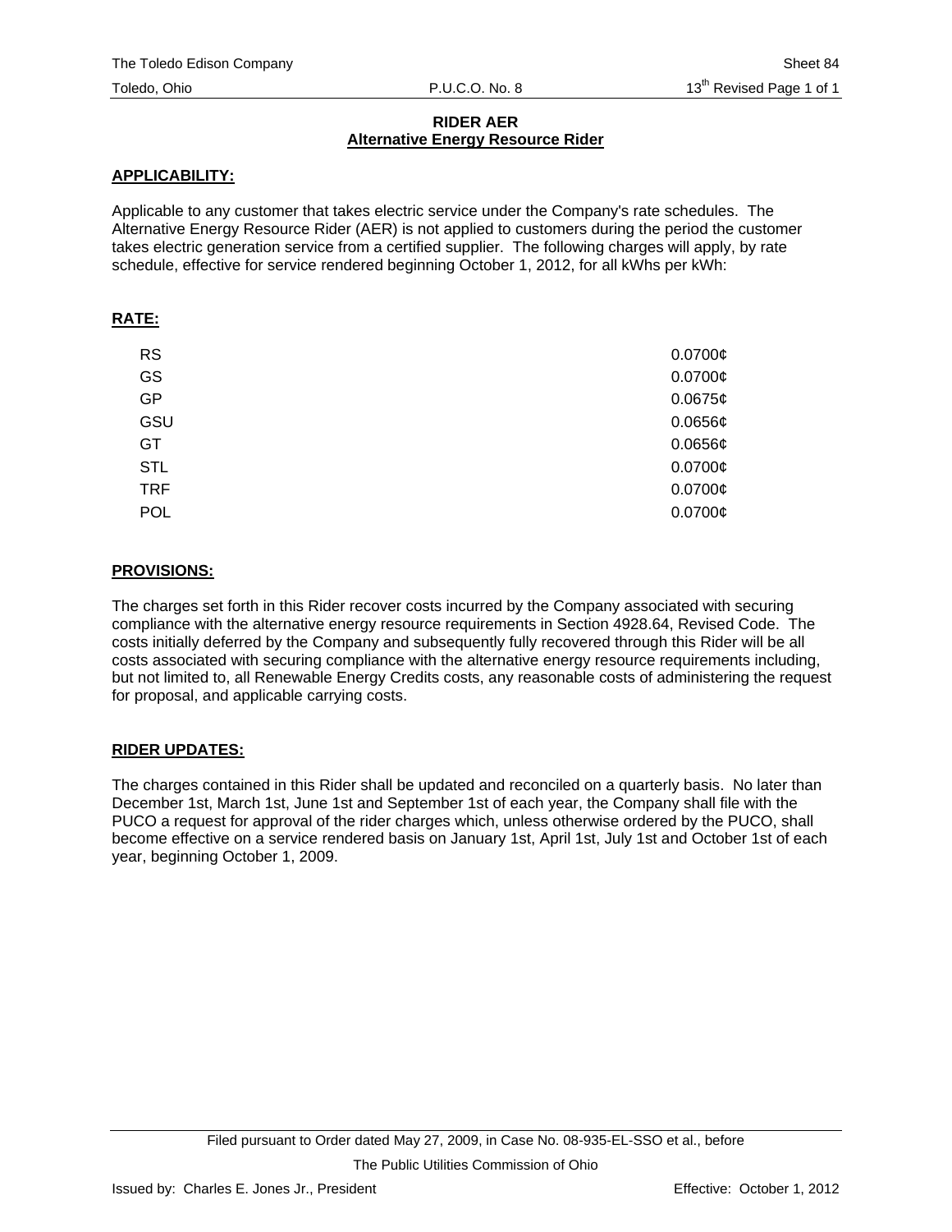## RIDER AER
### Alternative Energy Resource Rider

**APPLICABILITY:**

Applicable to any customer that takes electric service under the Company's rate schedules. The Alternative Energy Resource Rider (AER) is not applied to customers during the period the customer takes electric generation service from a certified supplier. The following charges will apply, by rate schedule, effective for service rendered beginning October 1, 2012, for all kWhs per kWh:

**RATE:**

| | |
|---|---|
| RS | 0.0700¢ |
| GS | 0.0700¢ |
| GP | 0.0675¢ |
| GSU | 0.0656¢ |
| GT | 0.0656¢ |
| STL | 0.0700¢ |
| TRF | 0.0700¢ |
| POL | 0.0700¢ |

**PROVISIONS:**

The charges set forth in this Rider recover costs incurred by the Company associated with securing compliance with the alternative energy resource requirements in Section 4928.64, Revised Code. The costs initially deferred by the Company and subsequently fully recovered through this Rider will be all costs associated with securing compliance with the alternative energy resource requirements including, but not limited to, all Renewable Energy Credits costs, any reasonable costs of administering the request for proposal, and applicable carrying costs.

**RIDER UPDATES:**

The charges contained in this Rider shall be updated and reconciled on a quarterly basis. No later than December 1st, March 1st, June 1st and September 1st of each year, the Company shall file with the PUCO a request for approval of the rider charges which, unless otherwise ordered by the PUCO, shall become effective on a service rendered basis on January 1st, April 1st, July 1st and October 1st of each year, beginning October 1, 2009.

Filed pursuant to Order dated May 27, 2009, in Case No. 08-935-EL-SSO et al., before

The Public Utilities Commission of Ohio

Issued by: Charles E. Jones Jr., President — Effective: October 1, 2012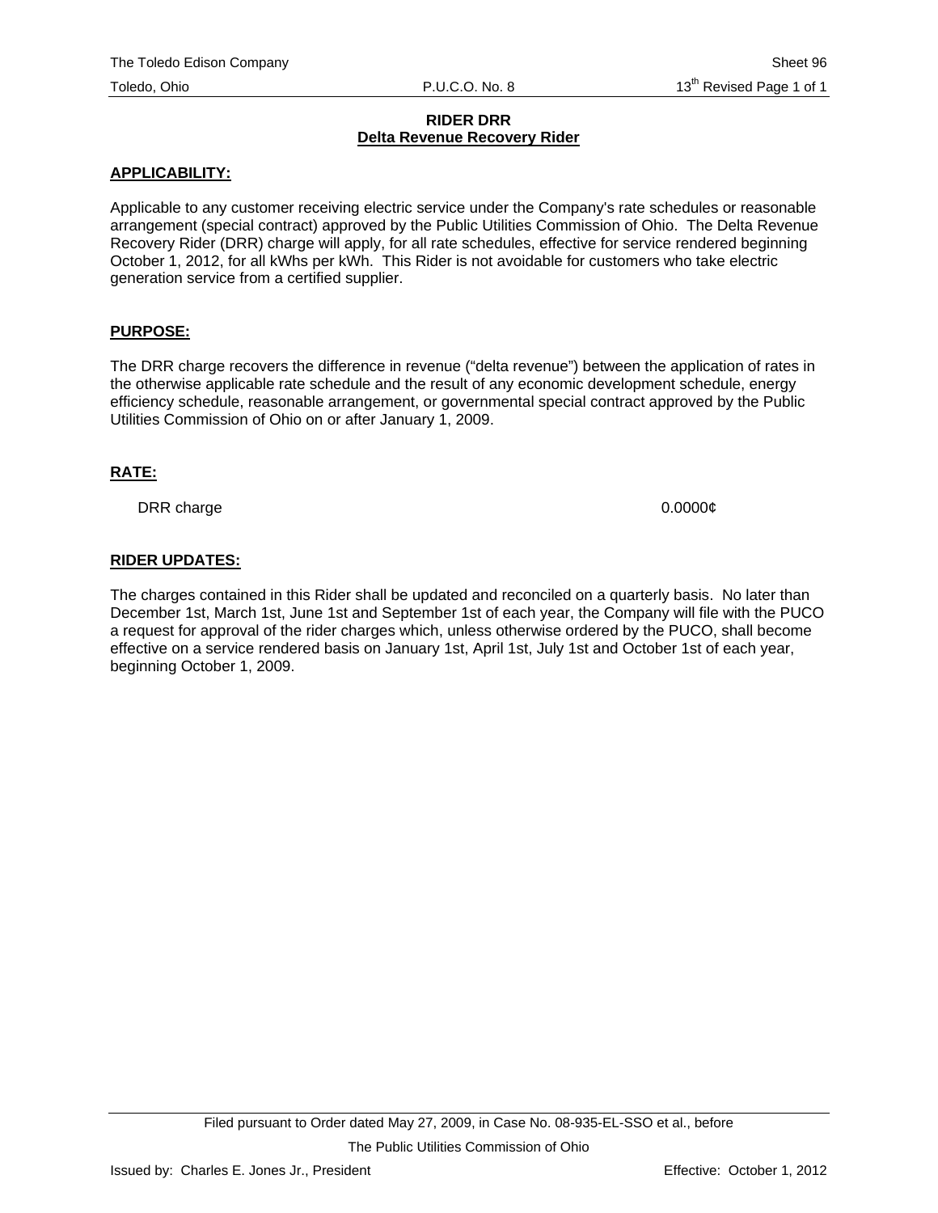## RIDER DRR
## Delta Revenue Recovery Rider

**APPLICABILITY:**

Applicable to any customer receiving electric service under the Company's rate schedules or reasonable arrangement (special contract) approved by the Public Utilities Commission of Ohio. The Delta Revenue Recovery Rider (DRR) charge will apply, for all rate schedules, effective for service rendered beginning October 1, 2012, for all kWhs per kWh. This Rider is not avoidable for customers who take electric generation service from a certified supplier.

**PURPOSE:**

The DRR charge recovers the difference in revenue ("delta revenue") between the application of rates in the otherwise applicable rate schedule and the result of any economic development schedule, energy efficiency schedule, reasonable arrangement, or governmental special contract approved by the Public Utilities Commission of Ohio on or after January 1, 2009.

**RATE:**

| | |
|---|---|
| DRR charge | 0.0000¢ |

**RIDER UPDATES:**

The charges contained in this Rider shall be updated and reconciled on a quarterly basis. No later than December 1st, March 1st, June 1st and September 1st of each year, the Company will file with the PUCO a request for approval of the rider charges which, unless otherwise ordered by the PUCO, shall become effective on a service rendered basis on January 1st, April 1st, July 1st and October 1st of each year, beginning October 1, 2009.

Filed pursuant to Order dated May 27, 2009, in Case No. 08-935-EL-SSO et al., before The Public Utilities Commission of Ohio

Issued by: Charles E. Jones Jr., President — Effective: October 1, 2012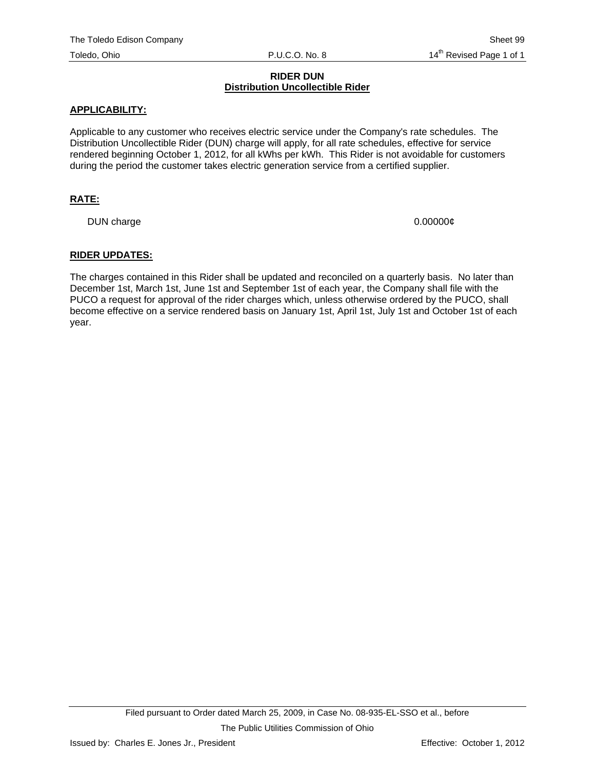# RIDER DUN
## Distribution Uncollectible Rider

**APPLICABILITY:**

Applicable to any customer who receives electric service under the Company's rate schedules. The Distribution Uncollectible Rider (DUN) charge will apply, for all rate schedules, effective for service rendered beginning October 1, 2012, for all kWhs per kWh. This Rider is not avoidable for customers during the period the customer takes electric generation service from a certified supplier.

**RATE:**

| | |
|---|---|
| DUN charge | 0.00000¢ |

**RIDER UPDATES:**

The charges contained in this Rider shall be updated and reconciled on a quarterly basis. No later than December 1st, March 1st, June 1st and September 1st of each year, the Company shall file with the PUCO a request for approval of the rider charges which, unless otherwise ordered by the PUCO, shall become effective on a service rendered basis on January 1st, April 1st, July 1st and October 1st of each year.

Filed pursuant to Order dated March 25, 2009, in Case No. 08-935-EL-SSO et al., before

The Public Utilities Commission of Ohio

Issued by: Charles E. Jones Jr., President

Effective: October 1, 2012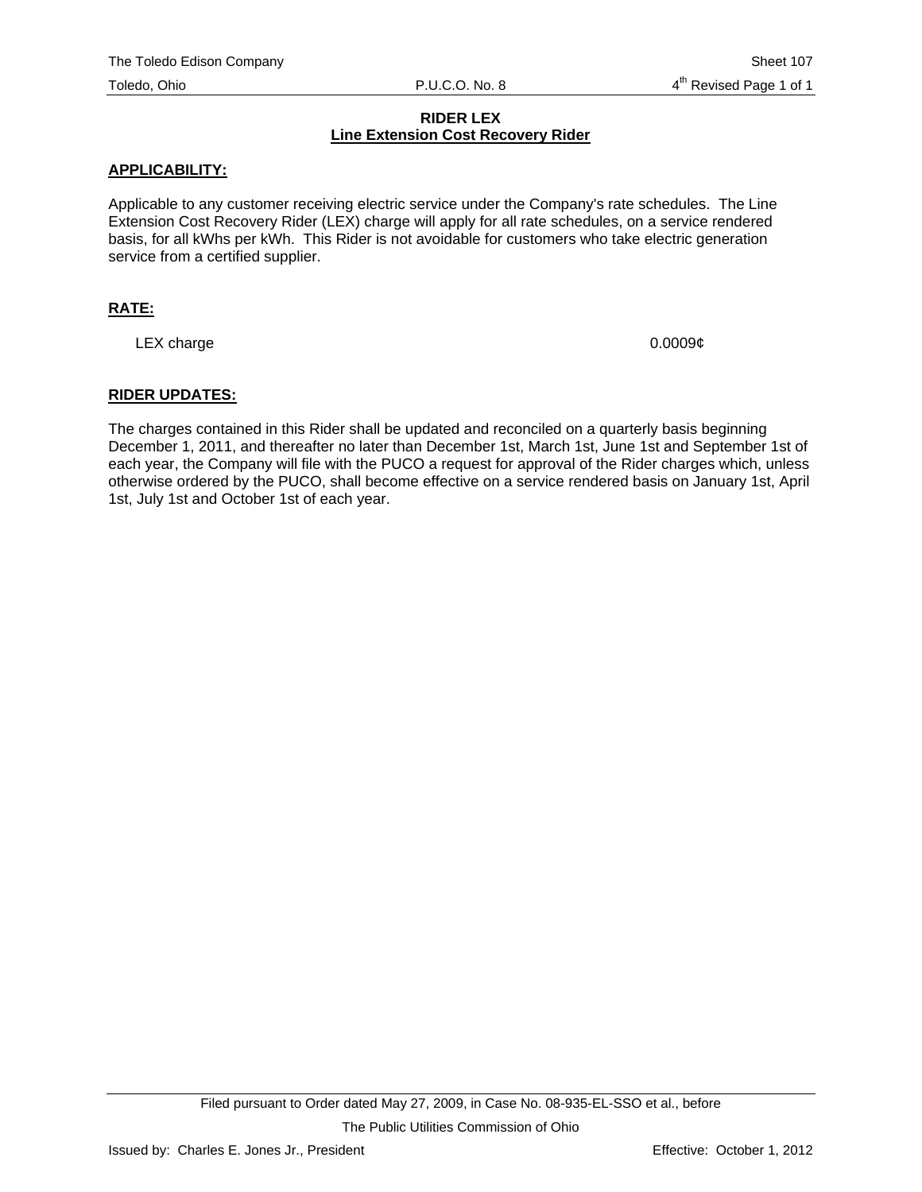## RIDER LEX
### Line Extension Cost Recovery Rider

**APPLICABILITY:**

Applicable to any customer receiving electric service under the Company's rate schedules. The Line Extension Cost Recovery Rider (LEX) charge will apply for all rate schedules, on a service rendered basis, for all kWhs per kWh. This Rider is not avoidable for customers who take electric generation service from a certified supplier.

**RATE:**

| | |
|---|---|
| LEX charge | 0.0009¢ |

**RIDER UPDATES:**

The charges contained in this Rider shall be updated and reconciled on a quarterly basis beginning December 1, 2011, and thereafter no later than December 1st, March 1st, June 1st and September 1st of each year, the Company will file with the PUCO a request for approval of the Rider charges which, unless otherwise ordered by the PUCO, shall become effective on a service rendered basis on January 1st, April 1st, July 1st and October 1st of each year.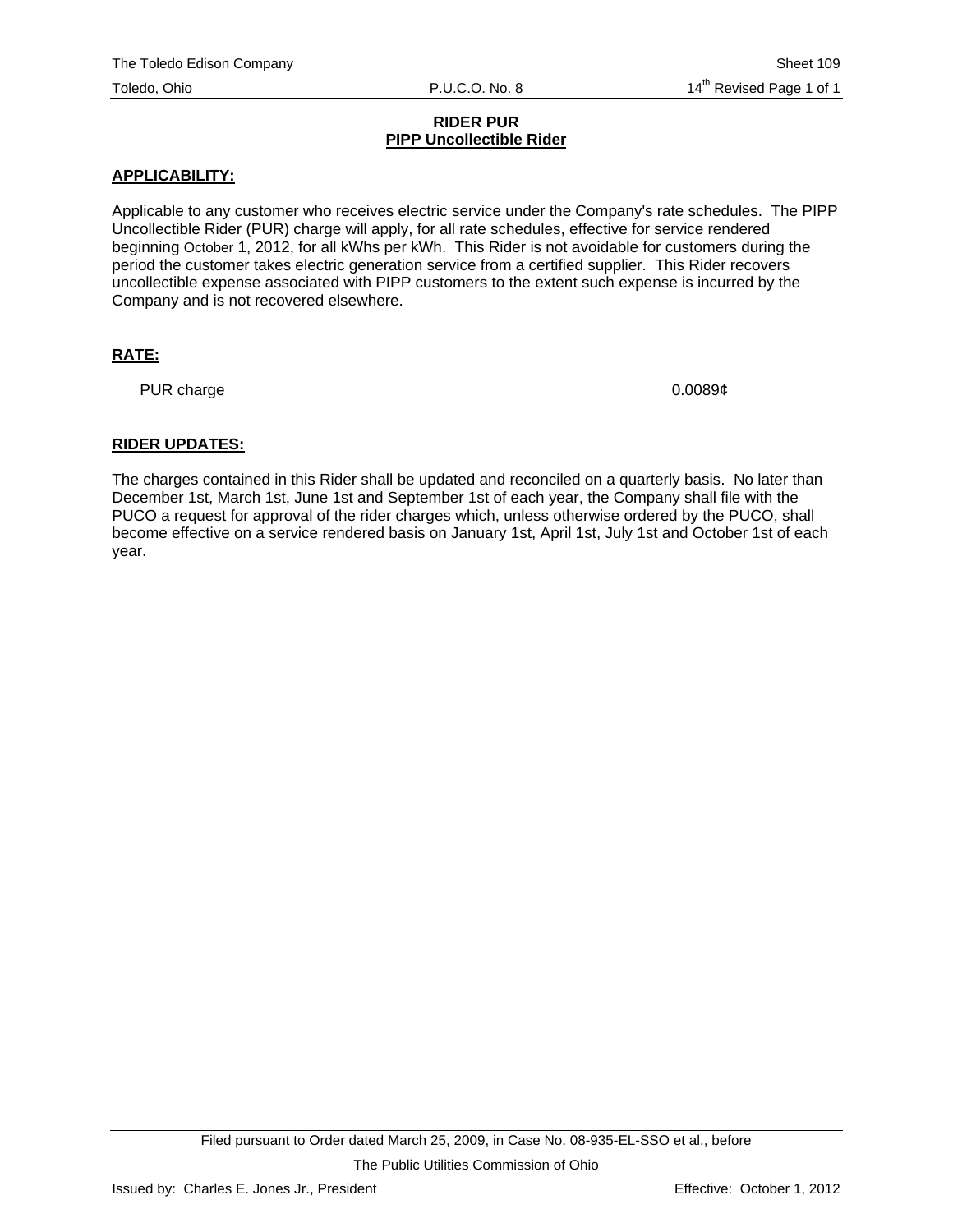**RIDER PUR**
**PIPP Uncollectible Rider**

**APPLICABILITY:**

Applicable to any customer who receives electric service under the Company's rate schedules. The PIPP Uncollectible Rider (PUR) charge will apply, for all rate schedules, effective for service rendered beginning October 1, 2012, for all kWhs per kWh. This Rider is not avoidable for customers during the period the customer takes electric generation service from a certified supplier. This Rider recovers uncollectible expense associated with PIPP customers to the extent such expense is incurred by the Company and is not recovered elsewhere.

**RATE:**

| | |
|---|---|
| PUR charge | 0.0089¢ |

**RIDER UPDATES:**

The charges contained in this Rider shall be updated and reconciled on a quarterly basis. No later than December 1st, March 1st, June 1st and September 1st of each year, the Company shall file with the PUCO a request for approval of the rider charges which, unless otherwise ordered by the PUCO, shall become effective on a service rendered basis on January 1st, April 1st, July 1st and October 1st of each year.

Filed pursuant to Order dated March 25, 2009, in Case No. 08-935-EL-SSO et al., before The Public Utilities Commission of Ohio

Issued by: Charles E. Jones Jr., President

Effective: October 1, 2012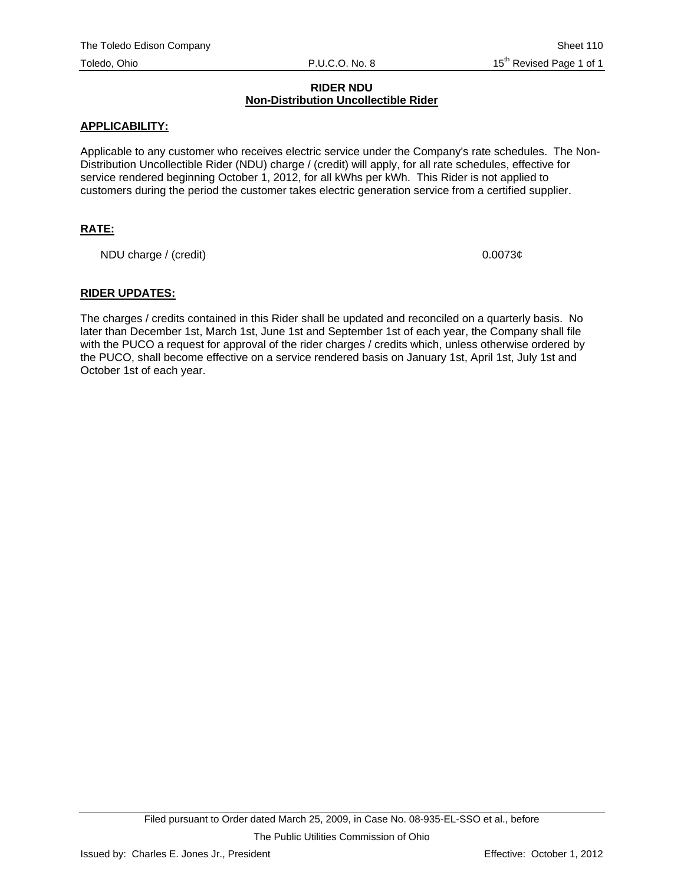# RIDER NDU
## Non-Distribution Uncollectible Rider

**APPLICABILITY:**

Applicable to any customer who receives electric service under the Company's rate schedules. The Non-Distribution Uncollectible Rider (NDU) charge / (credit) will apply, for all rate schedules, effective for service rendered beginning October 1, 2012, for all kWhs per kWh. This Rider is not applied to customers during the period the customer takes electric generation service from a certified supplier.

**RATE:**

| | |
|---|---|
| NDU charge / (credit) | 0.0073¢ |

**RIDER UPDATES:**

The charges / credits contained in this Rider shall be updated and reconciled on a quarterly basis. No later than December 1st, March 1st, June 1st and September 1st of each year, the Company shall file with the PUCO a request for approval of the rider charges / credits which, unless otherwise ordered by the PUCO, shall become effective on a service rendered basis on January 1st, April 1st, July 1st and October 1st of each year.

Filed pursuant to Order dated March 25, 2009, in Case No. 08-935-EL-SSO et al., before The Public Utilities Commission of Ohio

Issued by: Charles E. Jones Jr., President

Effective: October 1, 2012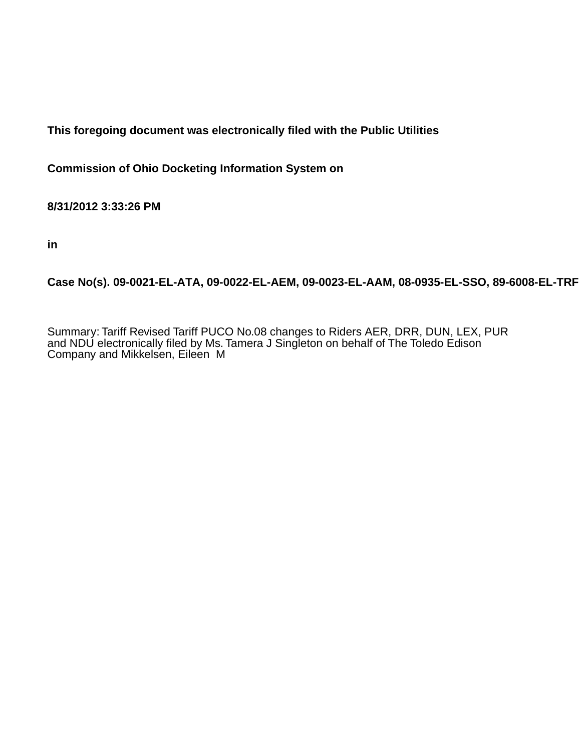**This foregoing document was electronically filed with the Public Utilities**

**Commission of Ohio Docketing Information System on**

**8/31/2012 3:33:26 PM**

**in**

**Case No(s). 09-0021-EL-ATA, 09-0022-EL-AEM, 09-0023-EL-AAM, 08-0935-EL-SSO, 89-6008-EL-TRF**

Summary: Tariff Revised Tariff PUCO No.08 changes to Riders AER, DRR, DUN, LEX, PUR and NDU electronically filed by Ms. Tamera J Singleton on behalf of The Toledo Edison Company and Mikkelsen, Eileen M